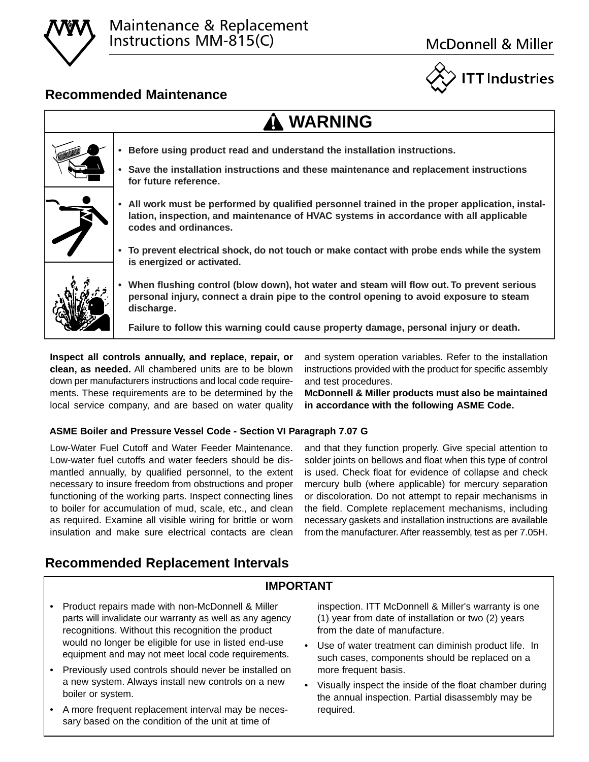# Maintenance & Replacement Instructions MM-815(C)

McDonnell & Miller

ITT Industries

## Recommended Maintenance

### ⚠ WARNING

- **Before using product read and understand the installation instructions.**
- **Save the installation instructions and these maintenance and replacement instructions for future reference.**
- **All work must be performed by qualified personnel trained in the proper application, installation, inspection, and maintenance of HVAC systems in accordance with all applicable codes and ordinances.**
- **To prevent electrical shock, do not touch or make contact with probe ends while the system is energized or activated.**
- **When flushing control (blow down), hot water and steam will flow out. To prevent serious personal injury, connect a drain pipe to the control opening to avoid exposure to steam discharge.**

**Failure to follow this warning could cause property damage, personal injury or death.**

**Inspect all controls annually, and replace, repair, or clean, as needed.** All chambered units are to be blown down per manufacturers instructions and local code requirements. These requirements are to be determined by the local service company, and are based on water quality and system operation variables. Refer to the installation instructions provided with the product for specific assembly and test procedures.

**McDonnell & Miller products must also be maintained in accordance with the following ASME Code.**

**ASME Boiler and Pressure Vessel Code - Section VI Paragraph 7.07 G**

Low-Water Fuel Cutoff and Water Feeder Maintenance. Low-water fuel cutoffs and water feeders should be dismantled annually, by qualified personnel, to the extent necessary to insure freedom from obstructions and proper functioning of the working parts. Inspect connecting lines to boiler for accumulation of mud, scale, etc., and clean as required. Examine all visible wiring for brittle or worn insulation and make sure electrical contacts are clean and that they function properly. Give special attention to solder joints on bellows and float when this type of control is used. Check float for evidence of collapse and check mercury bulb (where applicable) for mercury separation or discoloration. Do not attempt to repair mechanisms in the field. Complete replacement mechanisms, including necessary gaskets and installation instructions are available from the manufacturer. After reassembly, test as per 7.05H.

## Recommended Replacement Intervals

### IMPORTANT

- Product repairs made with non-McDonnell & Miller parts will invalidate our warranty as well as any agency recognitions. Without this recognition the product would no longer be eligible for use in listed end-use equipment and may not meet local code requirements.
- Previously used controls should never be installed on a new system. Always install new controls on a new boiler or system.
- A more frequent replacement interval may be necessary based on the condition of the unit at time of inspection. ITT McDonnell & Miller's warranty is one (1) year from date of installation or two (2) years from the date of manufacture.
- Use of water treatment can diminish product life. In such cases, components should be replaced on a more frequent basis.
- Visually inspect the inside of the float chamber during the annual inspection. Partial disassembly may be required.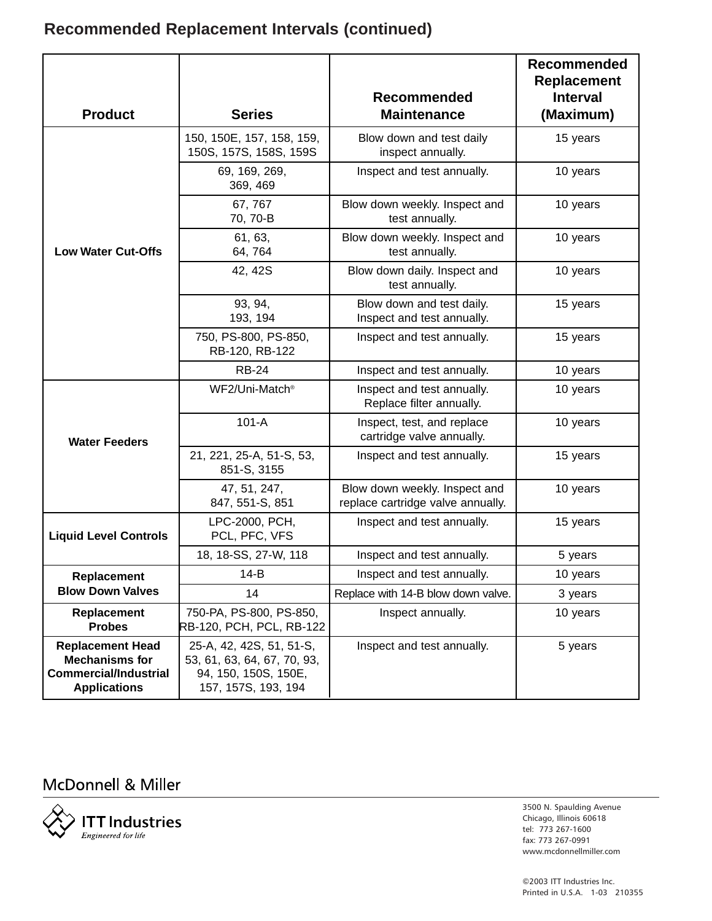## Recommended Replacement Intervals (continued)

| Product | Series | Recommended Maintenance | Recommended Replacement Interval (Maximum) |
|---|---|---|---|
| Low Water Cut-Offs | 150, 150E, 157, 158, 159, 150S, 157S, 158S, 159S | Blow down and test daily inspect annually. | 15 years |
| | 69, 169, 269, 369, 469 | Inspect and test annually. | 10 years |
| | 67, 767 70, 70-B | Blow down weekly. Inspect and test annually. | 10 years |
| | 61, 63, 64, 764 | Blow down weekly. Inspect and test annually. | 10 years |
| | 42, 42S | Blow down daily. Inspect and test annually. | 10 years |
| | 93, 94, 193, 194 | Blow down and test daily. Inspect and test annually. | 15 years |
| | 750, PS-800, PS-850, RB-120, RB-122 | Inspect and test annually. | 15 years |
| | RB-24 | Inspect and test annually. | 10 years |
| Water Feeders | WF2/Uni-Match® | Inspect and test annually. Replace filter annually. | 10 years |
| | 101-A | Inspect, test, and replace cartridge valve annually. | 10 years |
| | 21, 221, 25-A, 51-S, 53, 851-S, 3155 | Inspect and test annually. | 15 years |
| | 47, 51, 247, 847, 551-S, 851 | Blow down weekly. Inspect and replace cartridge valve annually. | 10 years |
| Liquid Level Controls | LPC-2000, PCH, PCL, PFC, VFS | Inspect and test annually. | 15 years |
| | 18, 18-SS, 27-W, 118 | Inspect and test annually. | 5 years |
| Replacement Blow Down Valves | 14-B | Inspect and test annually. | 10 years |
| | 14 | Replace with 14-B blow down valve. | 3 years |
| Replacement Probes | 750-PA, PS-800, PS-850, RB-120, PCH, PCL, RB-122 | Inspect annually. | 10 years |
| Replacement Head Mechanisms for Commercial/Industrial Applications | 25-A, 42, 42S, 51, 51-S, 53, 61, 63, 64, 67, 70, 93, 94, 150, 150S, 150E, 157, 157S, 193, 194 | Inspect and test annually. | 5 years |

McDonnell & Miller

ITT Industries
*Engineered for life*

3500 N. Spaulding Avenue
Chicago, Illinois 60618
tel: 773 267-1600
fax: 773 267-0991
www.mcdonnellmiller.com

©2003 ITT Industries Inc.
Printed in U.S.A. 1-03 210355